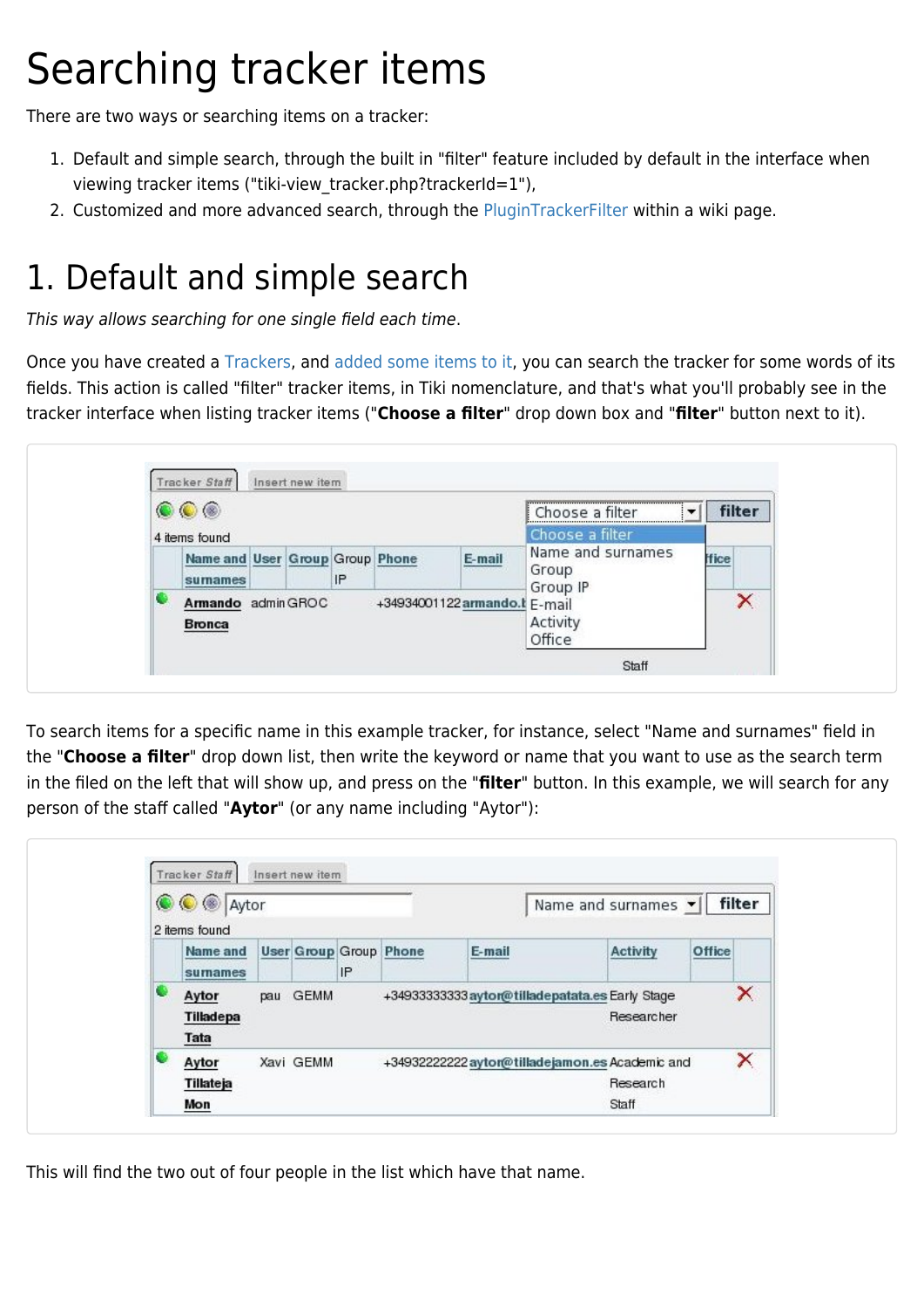# Searching tracker items

There are two ways or searching items on a tracker:

1. Default and simple search, through the built in "filter" feature included by default in the interface when viewing tracker items ("tiki-view_tracker.php?trackerId=1"),
2. Customized and more advanced search, through the PluginTrackerFilter within a wiki page.

# 1. Default and simple search

*This way allows searching for one single field each time*.

Once you have created a Trackers, and added some items to it, you can search the tracker for some words of its fields. This action is called "filter" tracker items, in Tiki nomenclature, and that's what you'll probably see in the tracker interface when listing tracker items ("**Choose a filter**" drop down box and "**filter**" button next to it).

To search items for a specific name in this example tracker, for instance, select "Name and surnames" field in the "**Choose a filter**" drop down list, then write the keyword or name that you want to use as the search term in the filed on the left that will show up, and press on the "**filter**" button. In this example, we will search for any person of the staff called "**Aytor**" (or any name including "Aytor"):

This will find the two out of four people in the list which have that name.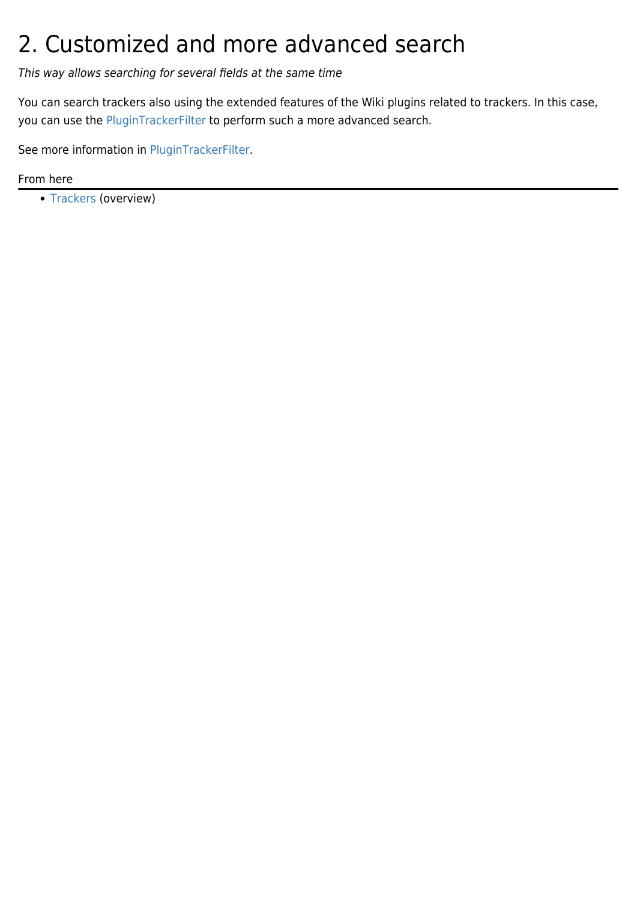# 2. Customized and more advanced search

*This way allows searching for several fields at the same time*

You can search trackers also using the extended features of the Wiki plugins related to trackers. In this case, you can use the PluginTrackerFilter to perform such a more advanced search.

See more information in PluginTrackerFilter.

From here

- Trackers (overview)